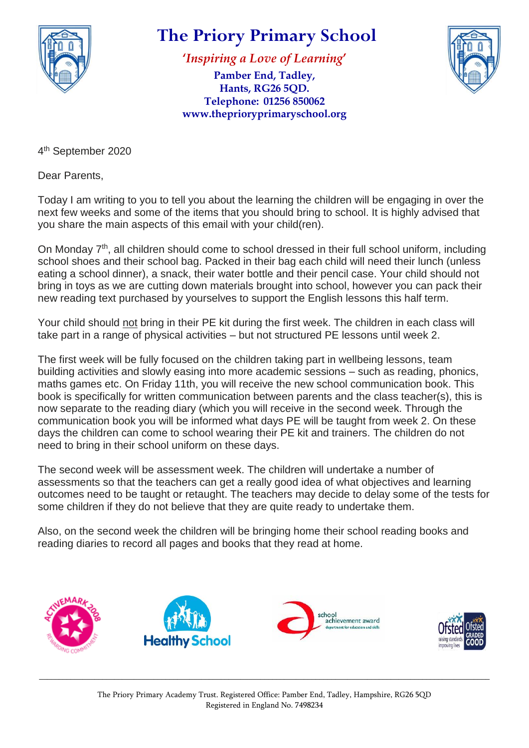# The Priory Primary School

*'Inspiring a Love of Learning'*

**Pamber End, Tadley,**
**Hants, RG26 5QD.**
**Telephone: 01256 850062**
**www.theprioryprimaryschool.org**

4th September 2020

Dear Parents,

Today I am writing to you to tell you about the learning the children will be engaging in over the next few weeks and some of the items that you should bring to school. It is highly advised that you share the main aspects of this email with your child(ren).

On Monday 7th, all children should come to school dressed in their full school uniform, including school shoes and their school bag. Packed in their bag each child will need their lunch (unless eating a school dinner), a snack, their water bottle and their pencil case. Your child should not bring in toys as we are cutting down materials brought into school, however you can pack their new reading text purchased by yourselves to support the English lessons this half term.

Your child should <u>not</u> bring in their PE kit during the first week. The children in each class will take part in a range of physical activities – but not structured PE lessons until week 2.

The first week will be fully focused on the children taking part in wellbeing lessons, team building activities and slowly easing into more academic sessions – such as reading, phonics, maths games etc. On Friday 11th, you will receive the new school communication book. This book is specifically for written communication between parents and the class teacher(s), this is now separate to the reading diary (which you will receive in the second week. Through the communication book you will be informed what days PE will be taught from week 2. On these days the children can come to school wearing their PE kit and trainers. The children do not need to bring in their school uniform on these days.

The second week will be assessment week. The children will undertake a number of assessments so that the teachers can get a really good idea of what objectives and learning outcomes need to be taught or retaught. The teachers may decide to delay some of the tests for some children if they do not believe that they are quite ready to undertake them.

Also, on the second week the children will be bringing home their school reading books and reading diaries to record all pages and books that they read at home.

The Priory Primary Academy Trust. Registered Office: Pamber End, Tadley, Hampshire, RG26 5QD
Registered in England No. 7498234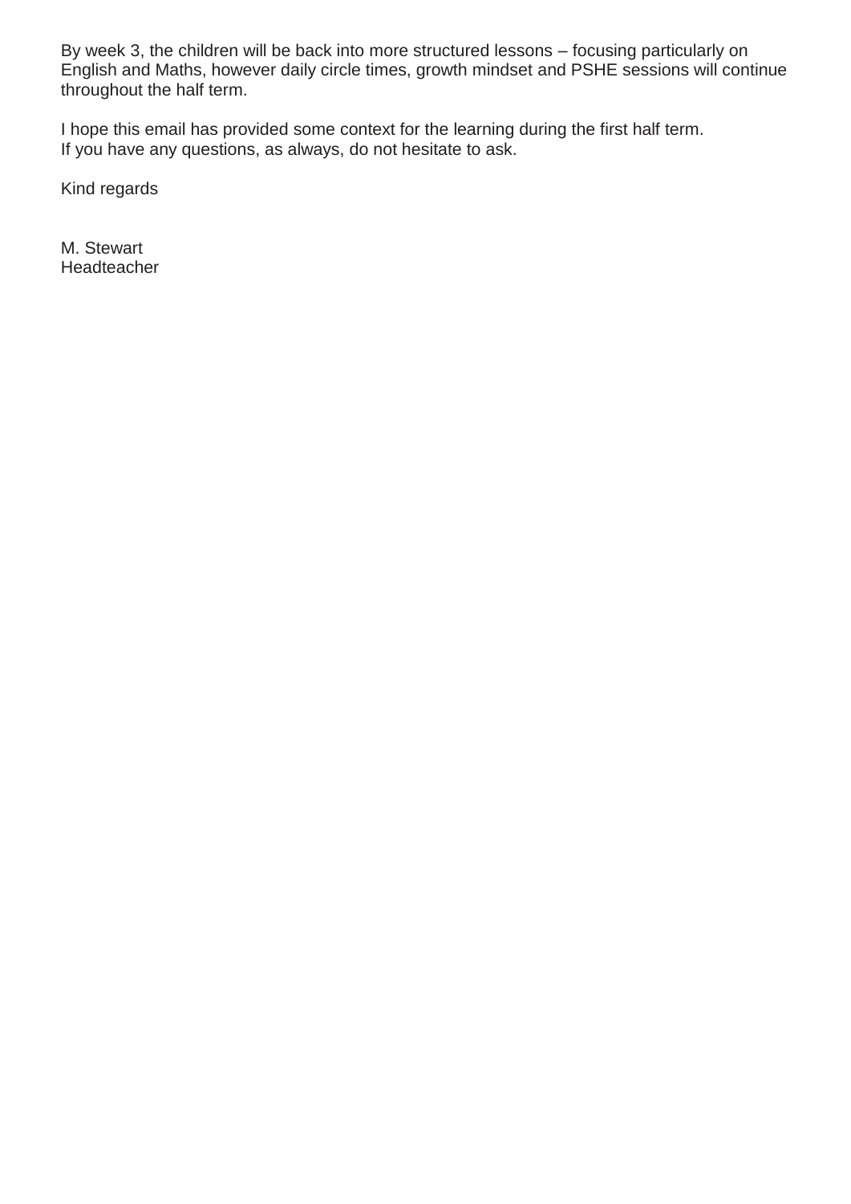By week 3, the children will be back into more structured lessons – focusing particularly on English and Maths, however daily circle times, growth mindset and PSHE sessions will continue throughout the half term.

I hope this email has provided some context for the learning during the first half term.
If you have any questions, as always, do not hesitate to ask.

Kind regards

M. Stewart
Headteacher